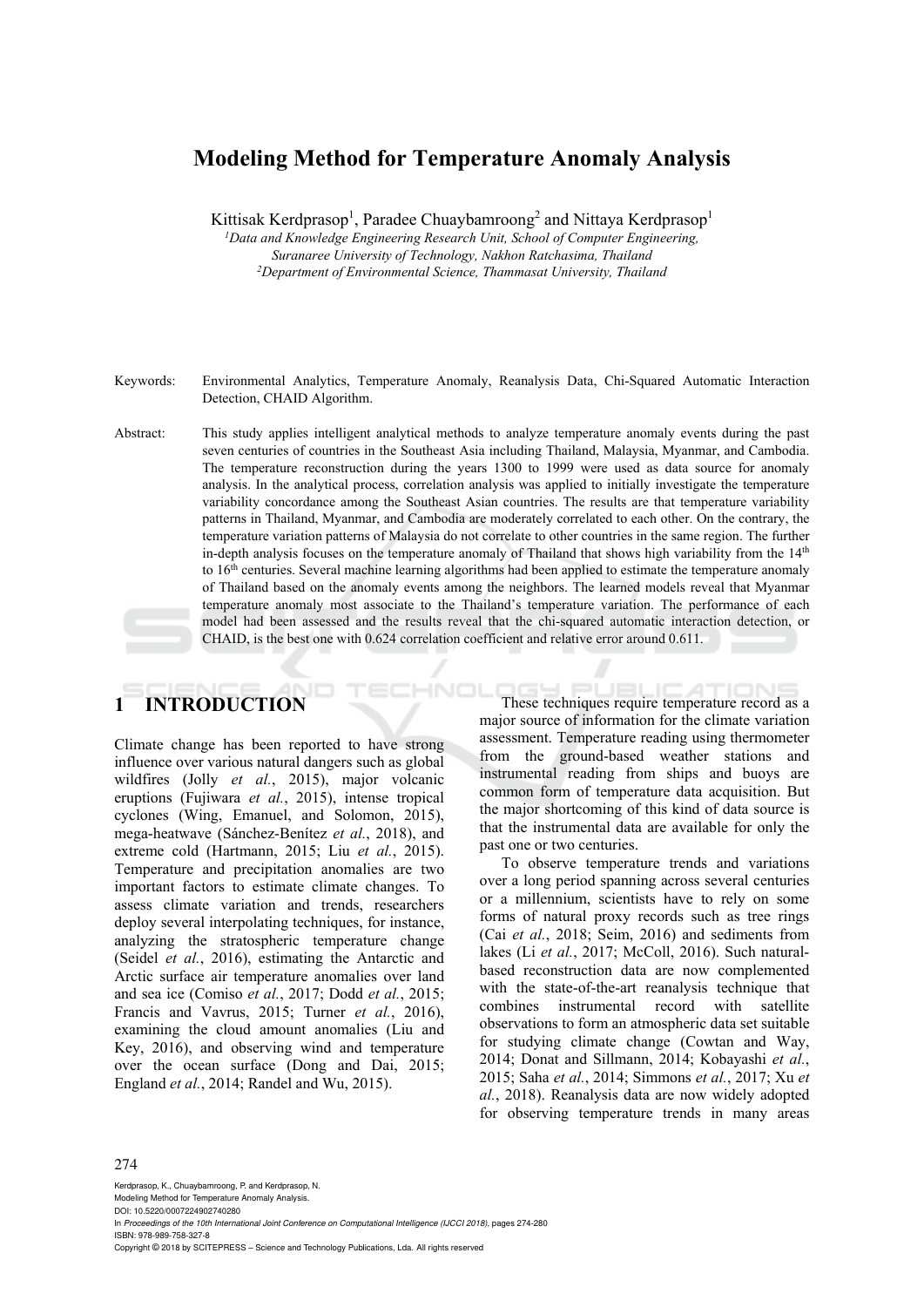# Modeling Method for Temperature Anomaly Analysis

Kittisak Kerdprasop[1], Paradee Chuaybamroong[2] and Nittaya Kerdprasop[1]

[1]*Data and Knowledge Engineering Research Unit, School of Computer Engineering, Suranaree University of Technology, Nakhon Ratchasima, Thailand*

[2]*Department of Environmental Science, Thammasat University, Thailand*

Keywords: Environmental Analytics, Temperature Anomaly, Reanalysis Data, Chi-Squared Automatic Interaction Detection, CHAID Algorithm.

Abstract: This study applies intelligent analytical methods to analyze temperature anomaly events during the past seven centuries of countries in the Southeast Asia including Thailand, Malaysia, Myanmar, and Cambodia. The temperature reconstruction during the years 1300 to 1999 were used as data source for anomaly analysis. In the analytical process, correlation analysis was applied to initially investigate the temperature variability concordance among the Southeast Asian countries. The results are that temperature variability patterns in Thailand, Myanmar, and Cambodia are moderately correlated to each other. On the contrary, the temperature variation patterns of Malaysia do not correlate to other countries in the same region. The further in-depth analysis focuses on the temperature anomaly of Thailand that shows high variability from the 14th to 16th centuries. Several machine learning algorithms had been applied to estimate the temperature anomaly of Thailand based on the anomaly events among the neighbors. The learned models reveal that Myanmar temperature anomaly most associate to the Thailand's temperature variation. The performance of each model had been assessed and the results reveal that the chi-squared automatic interaction detection, or CHAID, is the best one with 0.624 correlation coefficient and relative error around 0.611.

## 1 INTRODUCTION

Climate change has been reported to have strong influence over various natural dangers such as global wildfires (Jolly *et al.*, 2015), major volcanic eruptions (Fujiwara *et al.*, 2015), intense tropical cyclones (Wing, Emanuel, and Solomon, 2015), mega-heatwave (Sánchez-Benítez *et al.*, 2018), and extreme cold (Hartmann, 2015; Liu *et al.*, 2015). Temperature and precipitation anomalies are two important factors to estimate climate changes. To assess climate variation and trends, researchers deploy several interpolating techniques, for instance, analyzing the stratospheric temperature change (Seidel *et al.*, 2016), estimating the Antarctic and Arctic surface air temperature anomalies over land and sea ice (Comiso *et al.*, 2017; Dodd *et al.*, 2015; Francis and Vavrus, 2015; Turner *et al.*, 2016), examining the cloud amount anomalies (Liu and Key, 2016), and observing wind and temperature over the ocean surface (Dong and Dai, 2015; England *et al.*, 2014; Randel and Wu, 2015).

These techniques require temperature record as a major source of information for the climate variation assessment. Temperature reading using thermometer from the ground-based weather stations and instrumental reading from ships and buoys are common form of temperature data acquisition. But the major shortcoming of this kind of data source is that the instrumental data are available for only the past one or two centuries.

To observe temperature trends and variations over a long period spanning across several centuries or a millennium, scientists have to rely on some forms of natural proxy records such as tree rings (Cai *et al.*, 2018; Seim, 2016) and sediments from lakes (Li *et al.*, 2017; McColl, 2016). Such natural-based reconstruction data are now complemented with the state-of-the-art reanalysis technique that combines instrumental record with satellite observations to form an atmospheric data set suitable for studying climate change (Cowtan and Way, 2014; Donat and Sillmann, 2014; Kobayashi *et al.*, 2015; Saha *et al.*, 2014; Simmons *et al.*, 2017; Xu *et al.*, 2018). Reanalysis data are now widely adopted for observing temperature trends in many areas

Kerdprasop, K., Chuaybamroong, P. and Kerdprasop, N.
Modeling Method for Temperature Anomaly Analysis.
DOI: 10.5220/0007224902740280
In *Proceedings of the 10th International Joint Conference on Computational Intelligence (IJCCI 2018)*, pages 274-280
ISBN: 978-989-758-327-8
Copyright © 2018 by SCITEPRESS – Science and Technology Publications, Lda. All rights reserved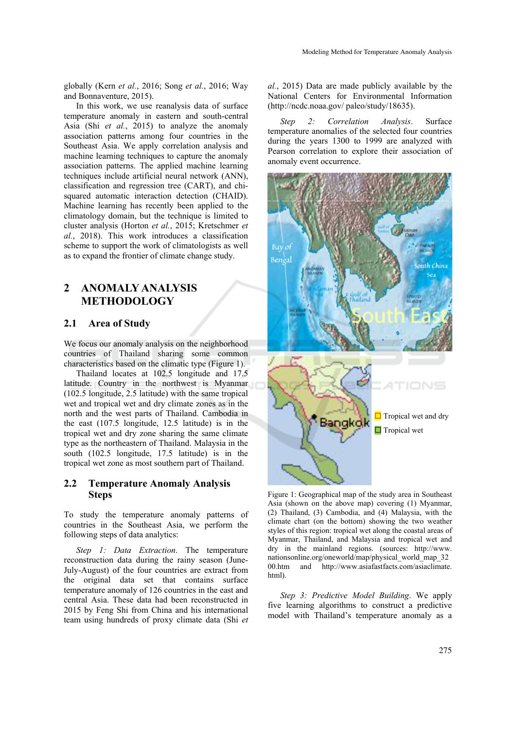globally (Kern *et al.*, 2016; Song *et al.*, 2016; Way and Bonnaventure, 2015).

In this work, we use reanalysis data of surface temperature anomaly in eastern and south-central Asia (Shi *et al.*, 2015) to analyze the anomaly association patterns among four countries in the Southeast Asia. We apply correlation analysis and machine learning techniques to capture the anomaly association patterns. The applied machine learning techniques include artificial neural network (ANN), classification and regression tree (CART), and chi-squared automatic interaction detection (CHAID). Machine learning has recently been applied to the climatology domain, but the technique is limited to cluster analysis (Horton *et al.*, 2015; Kretschmer *et al.*, 2018). This work introduces a classification scheme to support the work of climatologists as well as to expand the frontier of climate change study.

## 2 ANOMALY ANALYSIS METHODOLOGY

### 2.1 Area of Study

We focus our anomaly analysis on the neighborhood countries of Thailand sharing some common characteristics based on the climatic type (Figure 1).

Thailand locates at 102.5 longitude and 17.5 latitude. Country in the northwest is Myanmar (102.5 longitude, 2.5 latitude) with the same tropical wet and tropical wet and dry climate zones as in the north and the west parts of Thailand. Cambodia in the east (107.5 longitude, 12.5 latitude) is in the tropical wet and dry zone sharing the same climate type as the northeastern of Thailand. Malaysia in the south (102.5 longitude, 17.5 latitude) is in the tropical wet zone as most southern part of Thailand.

### 2.2 Temperature Anomaly Analysis Steps

To study the temperature anomaly patterns of countries in the Southeast Asia, we perform the following steps of data analytics:

*Step 1: Data Extraction*. The temperature reconstruction data during the rainy season (June-July-August) of the four countries are extract from the original data set that contains surface temperature anomaly of 126 countries in the east and central Asia. These data had been reconstructed in 2015 by Feng Shi from China and his international team using hundreds of proxy climate data (Shi *et al.*, 2015) Data are made publicly available by the National Centers for Environmental Information (http://ncdc.noaa.gov/ paleo/study/18635).

*Step 2: Correlation Analysis*. Surface temperature anomalies of the selected four countries during the years 1300 to 1999 are analyzed with Pearson correlation to explore their association of anomaly event occurrence.

Figure 1: Geographical map of the study area in Southeast Asia (shown on the above map) covering (1) Myanmar, (2) Thailand, (3) Cambodia, and (4) Malaysia, with the climate chart (on the bottom) showing the two weather styles of this region: tropical wet along the coastal areas of Myanmar, Thailand, and Malaysia and tropical wet and dry in the mainland regions. (sources: http://www.nationsonline.org/oneworld/map/physical_world_map_3200.htm and http://www.asiafastfacts.com/asiaclimate.html).

*Step 3: Predictive Model Building*. We apply five learning algorithms to construct a predictive model with Thailand's temperature anomaly as a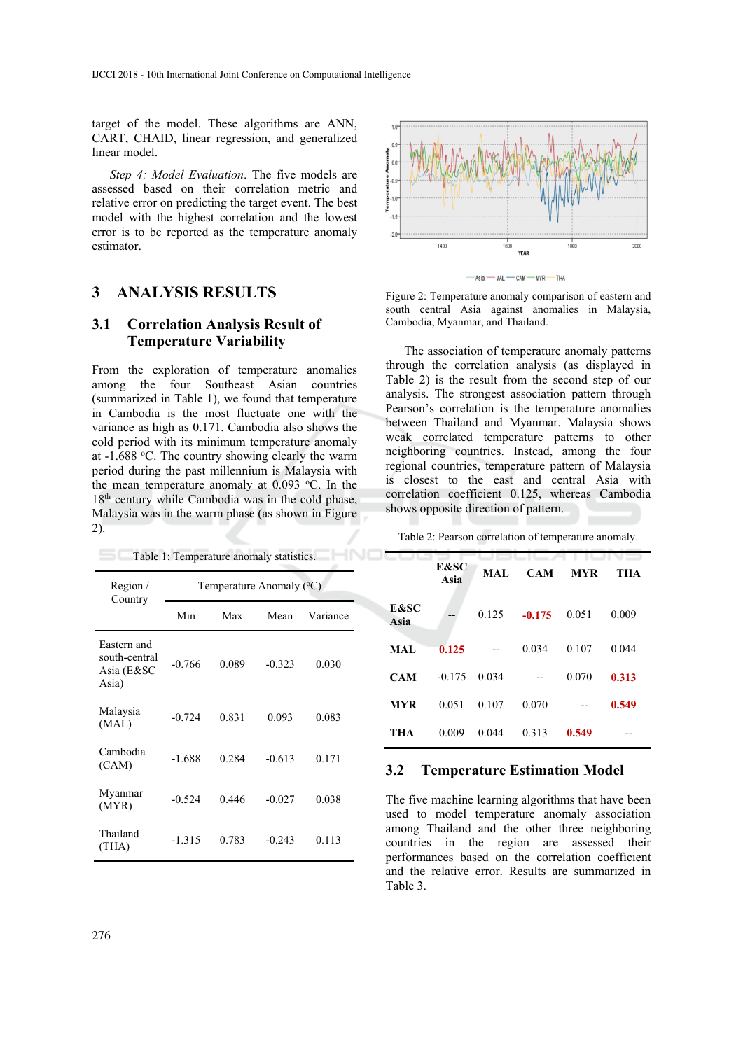target of the model. These algorithms are ANN, CART, CHAID, linear regression, and generalized linear model.

*Step 4: Model Evaluation*. The five models are assessed based on their correlation metric and relative error on predicting the target event. The best model with the highest correlation and the lowest error is to be reported as the temperature anomaly estimator.

## 3 ANALYSIS RESULTS

### 3.1 Correlation Analysis Result of Temperature Variability

From the exploration of temperature anomalies among the four Southeast Asian countries (summarized in Table 1), we found that temperature in Cambodia is the most fluctuate one with the variance as high as 0.171. Cambodia also shows the cold period with its minimum temperature anomaly at -1.688 °C. The country showing clearly the warm period during the past millennium is Malaysia with the mean temperature anomaly at 0.093 °C. In the 18th century while Cambodia was in the cold phase, Malaysia was in the warm phase (as shown in Figure 2).

Table 1: Temperature anomaly statistics.

| Region / Country | Temperature Anomaly (°C) | | | |
|---|---|---|---|---|
| | Min | Max | Mean | Variance |
| Eastern and south-central Asia (E&SC Asia) | -0.766 | 0.089 | -0.323 | 0.030 |
| Malaysia (MAL) | -0.724 | 0.831 | 0.093 | 0.083 |
| Cambodia (CAM) | -1.688 | 0.284 | -0.613 | 0.171 |
| Myanmar (MYR) | -0.524 | 0.446 | -0.027 | 0.038 |
| Thailand (THA) | -1.315 | 0.783 | -0.243 | 0.113 |

Figure 2: Temperature anomaly comparison of eastern and south central Asia against anomalies in Malaysia, Cambodia, Myanmar, and Thailand.

The association of temperature anomaly patterns through the correlation analysis (as displayed in Table 2) is the result from the second step of our analysis. The strongest association pattern through Pearson's correlation is the temperature anomalies between Thailand and Myanmar. Malaysia shows weak correlated temperature patterns to other neighboring countries. Instead, among the four regional countries, temperature pattern of Malaysia is closest to the east and central Asia with correlation coefficient 0.125, whereas Cambodia shows opposite direction of pattern.

Table 2: Pearson correlation of temperature anomaly.

| | **E&SC Asia** | **MAL** | **CAM** | **MYR** | **THA** |
|---|---|---|---|---|---|
| **E&SC Asia** | -- | 0.125 | **-0.175** | 0.051 | 0.009 |
| **MAL** | **0.125** | -- | 0.034 | 0.107 | 0.044 |
| **CAM** | -0.175 | 0.034 | -- | 0.070 | **0.313** |
| **MYR** | 0.051 | 0.107 | 0.070 | -- | **0.549** |
| **THA** | 0.009 | 0.044 | 0.313 | **0.549** | -- |

### 3.2 Temperature Estimation Model

The five machine learning algorithms that have been used to model temperature anomaly association among Thailand and the other three neighboring countries in the region are assessed their performances based on the correlation coefficient and the relative error. Results are summarized in Table 3.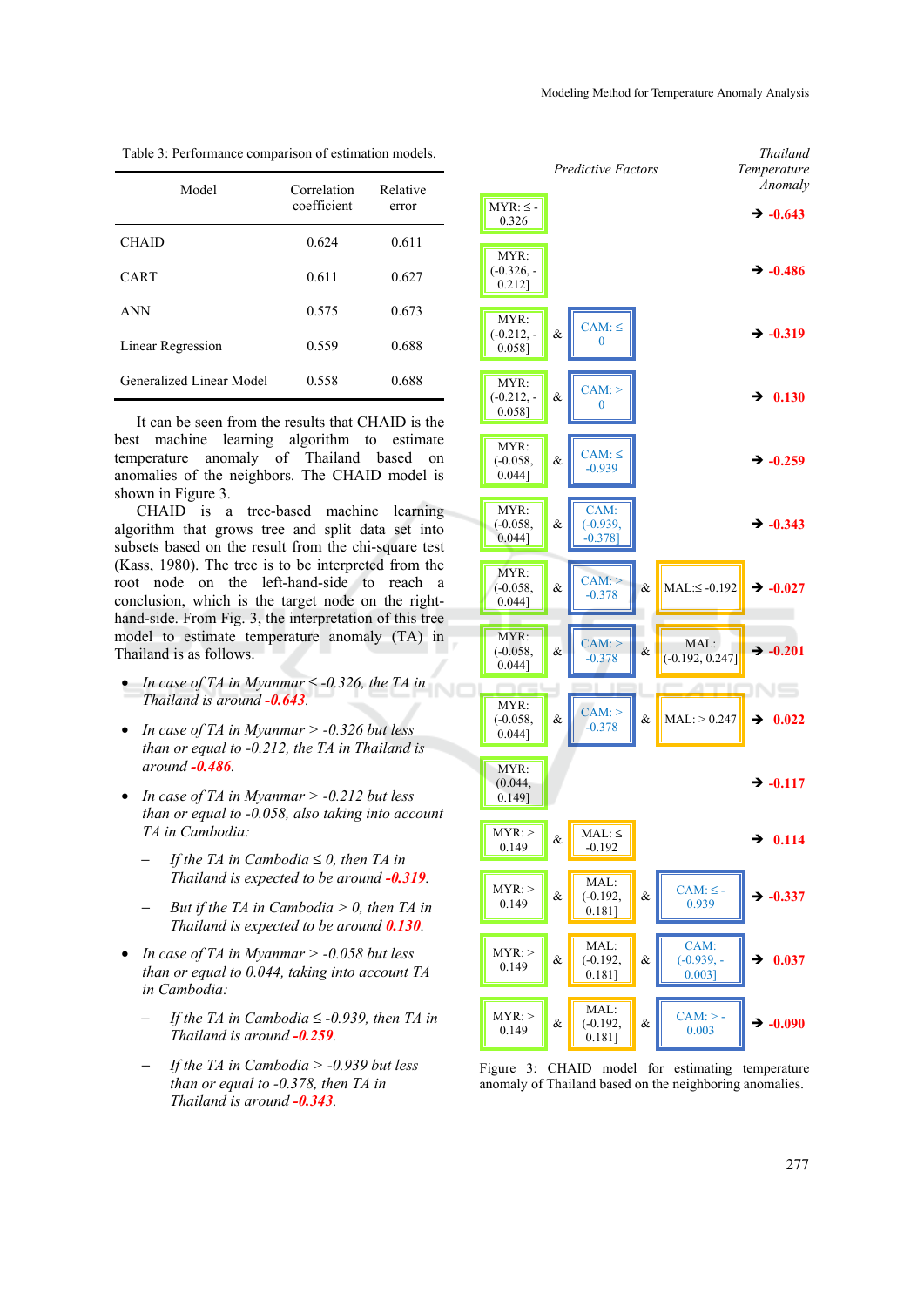Table 3: Performance comparison of estimation models.

| Model | Correlation coefficient | Relative error |
|---|---|---|
| CHAID | 0.624 | 0.611 |
| CART | 0.611 | 0.627 |
| ANN | 0.575 | 0.673 |
| Linear Regression | 0.559 | 0.688 |
| Generalized Linear Model | 0.558 | 0.688 |

It can be seen from the results that CHAID is the best machine learning algorithm to estimate temperature anomaly of Thailand based on anomalies of the neighbors. The CHAID model is shown in Figure 3.

CHAID is a tree-based machine learning algorithm that grows tree and split data set into subsets based on the result from the chi-square test (Kass, 1980). The tree is to be interpreted from the root node on the left-hand-side to reach a conclusion, which is the target node on the right-hand-side. From Fig. 3, the interpretation of this tree model to estimate temperature anomaly (TA) in Thailand is as follows.

- *In case of TA in Myanmar ≤ -0.326, the TA in Thailand is around **-0.643**.*
- *In case of TA in Myanmar > -0.326 but less than or equal to -0.212, the TA in Thailand is around **-0.486**.*
- *In case of TA in Myanmar > -0.212 but less than or equal to -0.058, also taking into account TA in Cambodia:*
  - *If the TA in Cambodia ≤ 0, then TA in Thailand is expected to be around **-0.319**.*
  - *But if the TA in Cambodia > 0, then TA in Thailand is expected to be around **0.130**.*
- *In case of TA in Myanmar > -0.058 but less than or equal to 0.044, taking into account TA in Cambodia:*
  - *If the TA in Cambodia ≤ -0.939, then TA in Thailand is around **-0.259**.*
  - *If the TA in Cambodia > -0.939 but less than or equal to -0.378, then TA in Thailand is around **-0.343**.*

| Predictive Factors | | | | | | Thailand Temperature Anomaly |
|---|---|---|---|---|---|---|
| MYR: ≤ -0.326 | | | | | | → -0.643 |
| MYR: (-0.326, -0.212] | | | | | | → -0.486 |
| MYR: (-0.212, -0.058] | & | CAM: ≤ 0 | | | | → -0.319 |
| MYR: (-0.212, -0.058] | & | CAM: > 0 | | | | → 0.130 |
| MYR: (-0.058, 0.044] | & | CAM: ≤ -0.939 | | | | → -0.259 |
| MYR: (-0.058, 0.044] | & | CAM: (-0.939, -0.378] | | | | → -0.343 |
| MYR: (-0.058, 0.044] | & | CAM: > -0.378 | & | MAL:≤ -0.192 | | → -0.027 |
| MYR: (-0.058, 0.044] | & | CAM: > -0.378 | & | MAL: (-0.192, 0.247] | | → -0.201 |
| MYR: (-0.058, 0.044] | & | CAM: > -0.378 | & | MAL: > 0.247 | | → 0.022 |
| MYR: (0.044, 0.149] | | | | | | → -0.117 |
| MYR: > 0.149 | & | MAL: ≤ -0.192 | | | | → 0.114 |
| MYR: > 0.149 | & | MAL: (-0.192, 0.181] | & | CAM: ≤ -0.939 | | → -0.337 |
| MYR: > 0.149 | & | MAL: (-0.192, 0.181] | & | CAM: (-0.939, -0.003] | | → 0.037 |
| MYR: > 0.149 | & | MAL: (-0.192, 0.181] | & | CAM: > -0.003 | | → -0.090 |

Figure 3: CHAID model for estimating temperature anomaly of Thailand based on the neighboring anomalies.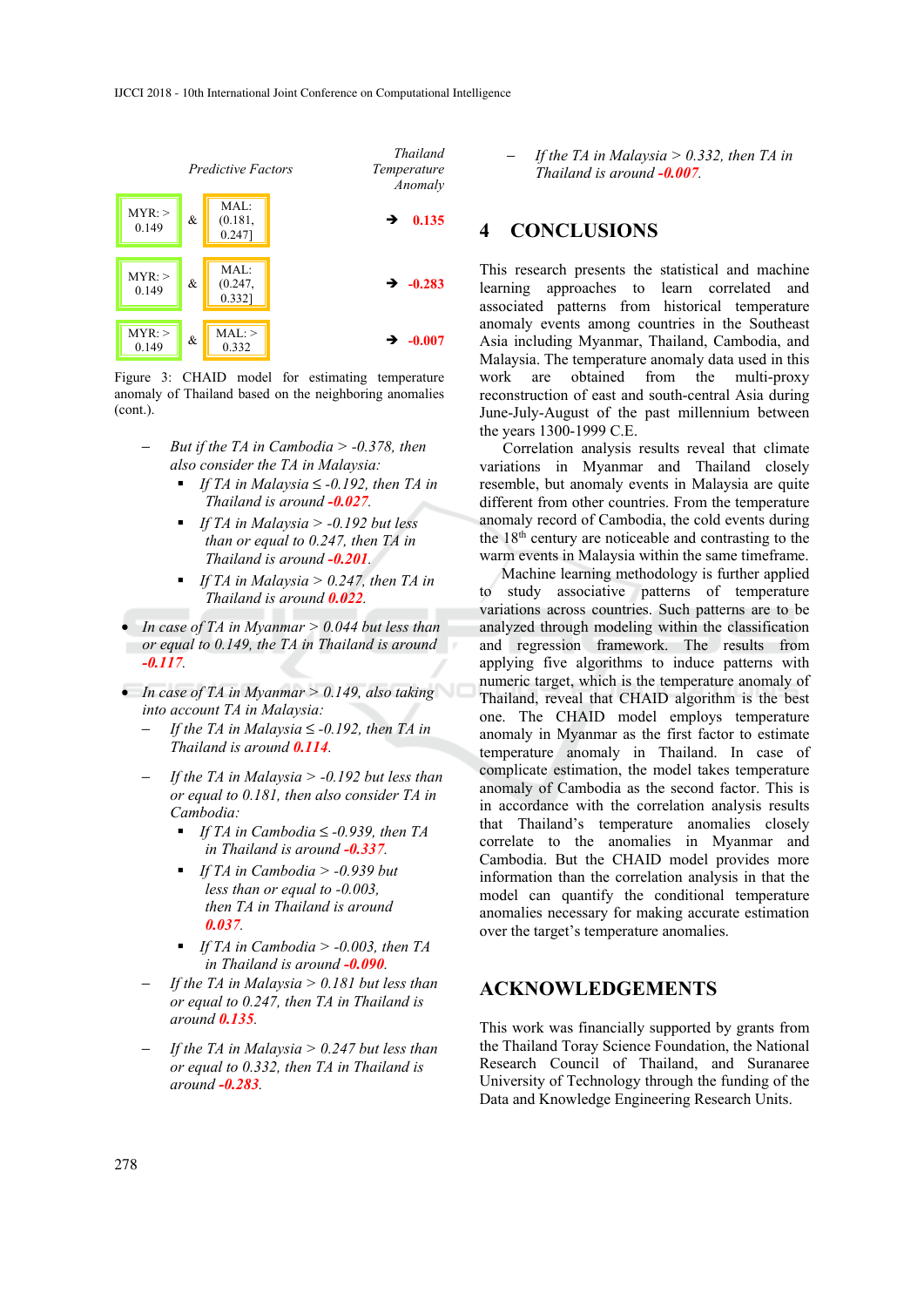| Predictive Factors | | | Thailand Temperature Anomaly |
|---|---|---|---|
| MYR: > 0.149 | & | MAL: (0.181, 0.247] | ➔ **0.135** |
| MYR: > 0.149 | & | MAL: (0.247, 0.332] | ➔ **-0.283** |
| MYR: > 0.149 | & | MAL: > 0.332 | ➔ **-0.007** |

Figure 3: CHAID model for estimating temperature anomaly of Thailand based on the neighboring anomalies (cont.).

  - *But if the TA in Cambodia > -0.378, then also consider the TA in Malaysia:*
    - *If TA in Malaysia ≤ -0.192, then TA in Thailand is around **-0.027**.*
    - *If TA in Malaysia > -0.192 but less than or equal to 0.247, then TA in Thailand is around **-0.201**.*
    - *If TA in Malaysia > 0.247, then TA in Thailand is around **0.022**.*
- *In case of TA in Myanmar > 0.044 but less than or equal to 0.149, the TA in Thailand is around **-0.117**.*
- *In case of TA in Myanmar > 0.149, also taking into account TA in Malaysia:*
  - *If the TA in Malaysia ≤ -0.192, then TA in Thailand is around **0.114**.*
  - *If the TA in Malaysia > -0.192 but less than or equal to 0.181, then also consider TA in Cambodia:*
    - *If TA in Cambodia ≤ -0.939, then TA in Thailand is around **-0.337**.*
    - *If TA in Cambodia > -0.939 but less than or equal to -0.003, then TA in Thailand is around **0.037**.*
    - *If TA in Cambodia > -0.003, then TA in Thailand is around **-0.090**.*
  - *If the TA in Malaysia > 0.181 but less than or equal to 0.247, then TA in Thailand is around **0.135**.*
  - *If the TA in Malaysia > 0.247 but less than or equal to 0.332, then TA in Thailand is around **-0.283**.*
  - *If the TA in Malaysia > 0.332, then TA in Thailand is around **-0.007**.*

## 4 CONCLUSIONS

This research presents the statistical and machine learning approaches to learn correlated and associated patterns from historical temperature anomaly events among countries in the Southeast Asia including Myanmar, Thailand, Cambodia, and Malaysia. The temperature anomaly data used in this work are obtained from the multi-proxy reconstruction of east and south-central Asia during June-July-August of the past millennium between the years 1300-1999 C.E.

Correlation analysis results reveal that climate variations in Myanmar and Thailand closely resemble, but anomaly events in Malaysia are quite different from other countries. From the temperature anomaly record of Cambodia, the cold events during the 18th century are noticeable and contrasting to the warm events in Malaysia within the same timeframe.

Machine learning methodology is further applied to study associative patterns of temperature variations across countries. Such patterns are to be analyzed through modeling within the classification and regression framework. The results from applying five algorithms to induce patterns with numeric target, which is the temperature anomaly of Thailand, reveal that CHAID algorithm is the best one. The CHAID model employs temperature anomaly in Myanmar as the first factor to estimate temperature anomaly in Thailand. In case of complicate estimation, the model takes temperature anomaly of Cambodia as the second factor. This is in accordance with the correlation analysis results that Thailand's temperature anomalies closely correlate to the anomalies in Myanmar and Cambodia. But the CHAID model provides more information than the correlation analysis in that the model can quantify the conditional temperature anomalies necessary for making accurate estimation over the target's temperature anomalies.

## ACKNOWLEDGEMENTS

This work was financially supported by grants from the Thailand Toray Science Foundation, the National Research Council of Thailand, and Suranaree University of Technology through the funding of the Data and Knowledge Engineering Research Units.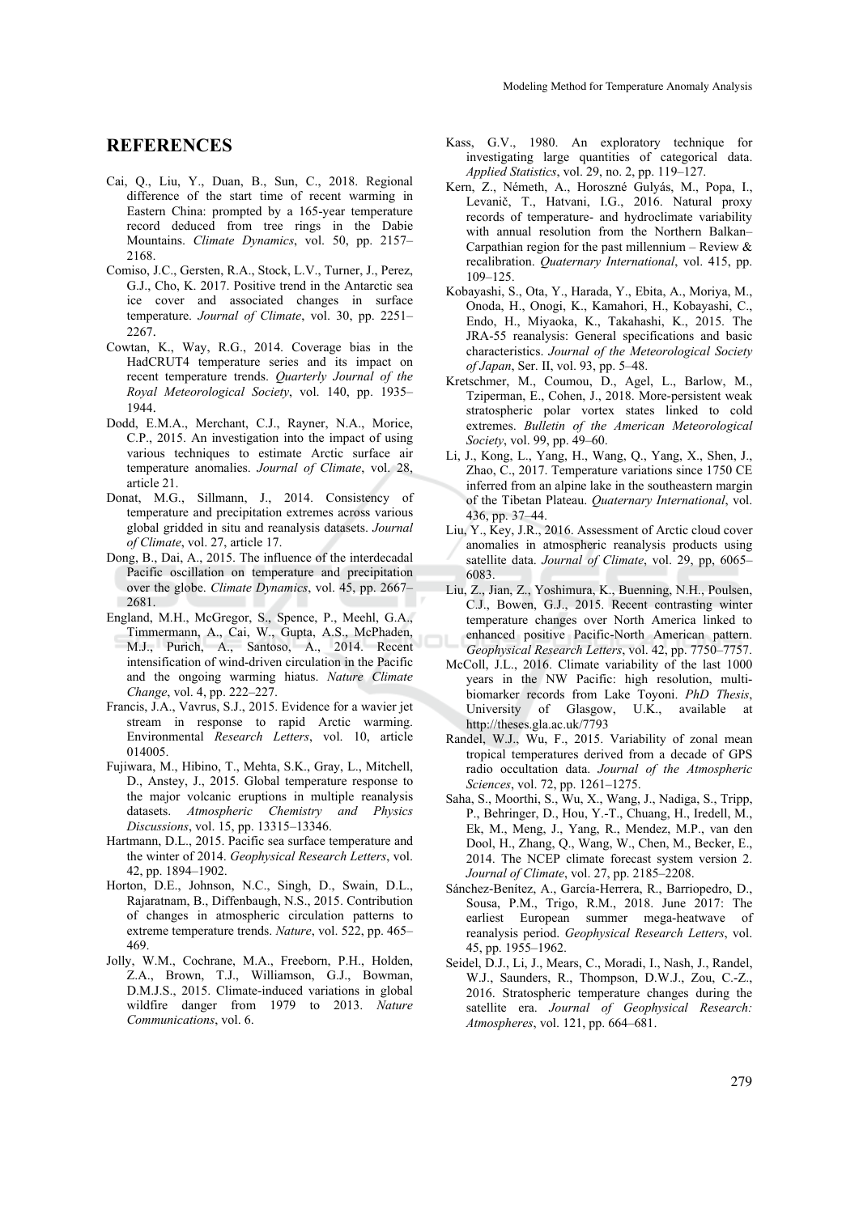## REFERENCES

Cai, Q., Liu, Y., Duan, B., Sun, C., 2018. Regional difference of the start time of recent warming in Eastern China: prompted by a 165-year temperature record deduced from tree rings in the Dabie Mountains. *Climate Dynamics*, vol. 50, pp. 2157–2168.

Comiso, J.C., Gersten, R.A., Stock, L.V., Turner, J., Perez, G.J., Cho, K. 2017. Positive trend in the Antarctic sea ice cover and associated changes in surface temperature. *Journal of Climate*, vol. 30, pp. 2251–2267.

Cowtan, K., Way, R.G., 2014. Coverage bias in the HadCRUT4 temperature series and its impact on recent temperature trends. *Quarterly Journal of the Royal Meteorological Society*, vol. 140, pp. 1935–1944.

Dodd, E.M.A., Merchant, C.J., Rayner, N.A., Morice, C.P., 2015. An investigation into the impact of using various techniques to estimate Arctic surface air temperature anomalies. *Journal of Climate*, vol. 28, article 21.

Donat, M.G., Sillmann, J., 2014. Consistency of temperature and precipitation extremes across various global gridded in situ and reanalysis datasets. *Journal of Climate*, vol. 27, article 17.

Dong, B., Dai, A., 2015. The influence of the interdecadal Pacific oscillation on temperature and precipitation over the globe. *Climate Dynamics*, vol. 45, pp. 2667–2681.

England, M.H., McGregor, S., Spence, P., Meehl, G.A., Timmermann, A., Cai, W., Gupta, A.S., McPhaden, M.J., Purich, A., Santoso, A., 2014. Recent intensification of wind-driven circulation in the Pacific and the ongoing warming hiatus. *Nature Climate Change*, vol. 4, pp. 222–227.

Francis, J.A., Vavrus, S.J., 2015. Evidence for a wavier jet stream in response to rapid Arctic warming. Environmental *Research Letters*, vol. 10, article 014005.

Fujiwara, M., Hibino, T., Mehta, S.K., Gray, L., Mitchell, D., Anstey, J., 2015. Global temperature response to the major volcanic eruptions in multiple reanalysis datasets. *Atmospheric Chemistry and Physics Discussions*, vol. 15, pp. 13315–13346.

Hartmann, D.L., 2015. Pacific sea surface temperature and the winter of 2014. *Geophysical Research Letters*, vol. 42, pp. 1894–1902.

Horton, D.E., Johnson, N.C., Singh, D., Swain, D.L., Rajaratnam, B., Diffenbaugh, N.S., 2015. Contribution of changes in atmospheric circulation patterns to extreme temperature trends. *Nature*, vol. 522, pp. 465–469.

Jolly, W.M., Cochrane, M.A., Freeborn, P.H., Holden, Z.A., Brown, T.J., Williamson, G.J., Bowman, D.M.J.S., 2015. Climate-induced variations in global wildfire danger from 1979 to 2013. *Nature Communications*, vol. 6.

Kass, G.V., 1980. An exploratory technique for investigating large quantities of categorical data. *Applied Statistics*, vol. 29, no. 2, pp. 119–127.

Kern, Z., Németh, A., Horoszné Gulyás, M., Popa, I., Levanič, T., Hatvani, I.G., 2016. Natural proxy records of temperature- and hydroclimate variability with annual resolution from the Northern Balkan–Carpathian region for the past millennium – Review & recalibration. *Quaternary International*, vol. 415, pp. 109–125.

Kobayashi, S., Ota, Y., Harada, Y., Ebita, A., Moriya, M., Onoda, H., Onogi, K., Kamahori, H., Kobayashi, C., Endo, H., Miyaoka, K., Takahashi, K., 2015. The JRA-55 reanalysis: General specifications and basic characteristics. *Journal of the Meteorological Society of Japan*, Ser. II, vol. 93, pp. 5–48.

Kretschmer, M., Coumou, D., Agel, L., Barlow, M., Tziperman, E., Cohen, J., 2018. More-persistent weak stratospheric polar vortex states linked to cold extremes. *Bulletin of the American Meteorological Society*, vol. 99, pp. 49–60.

Li, J., Kong, L., Yang, H., Wang, Q., Yang, X., Shen, J., Zhao, C., 2017. Temperature variations since 1750 CE inferred from an alpine lake in the southeastern margin of the Tibetan Plateau. *Quaternary International*, vol. 436, pp. 37–44.

Liu, Y., Key, J.R., 2016. Assessment of Arctic cloud cover anomalies in atmospheric reanalysis products using satellite data. *Journal of Climate*, vol. 29, pp, 6065–6083.

Liu, Z., Jian, Z., Yoshimura, K., Buenning, N.H., Poulsen, C.J., Bowen, G.J., 2015. Recent contrasting winter temperature changes over North America linked to enhanced positive Pacific-North American pattern. *Geophysical Research Letters*, vol. 42, pp. 7750–7757.

McColl, J.L., 2016. Climate variability of the last 1000 years in the NW Pacific: high resolution, multi-biomarker records from Lake Toyoni. *PhD Thesis*, University of Glasgow, U.K., available at http://theses.gla.ac.uk/7793

Randel, W.J., Wu, F., 2015. Variability of zonal mean tropical temperatures derived from a decade of GPS radio occultation data. *Journal of the Atmospheric Sciences*, vol. 72, pp. 1261–1275.

Saha, S., Moorthi, S., Wu, X., Wang, J., Nadiga, S., Tripp, P., Behringer, D., Hou, Y.-T., Chuang, H., Iredell, M., Ek, M., Meng, J., Yang, R., Mendez, M.P., van den Dool, H., Zhang, Q., Wang, W., Chen, M., Becker, E., 2014. The NCEP climate forecast system version 2. *Journal of Climate*, vol. 27, pp. 2185–2208.

Sánchez-Benítez, A., García-Herrera, R., Barriopedro, D., Sousa, P.M., Trigo, R.M., 2018. June 2017: The earliest European summer mega-heatwave of reanalysis period. *Geophysical Research Letters*, vol. 45, pp. 1955–1962.

Seidel, D.J., Li, J., Mears, C., Moradi, I., Nash, J., Randel, W.J., Saunders, R., Thompson, D.W.J., Zou, C.-Z., 2016. Stratospheric temperature changes during the satellite era. *Journal of Geophysical Research: Atmospheres*, vol. 121, pp. 664–681.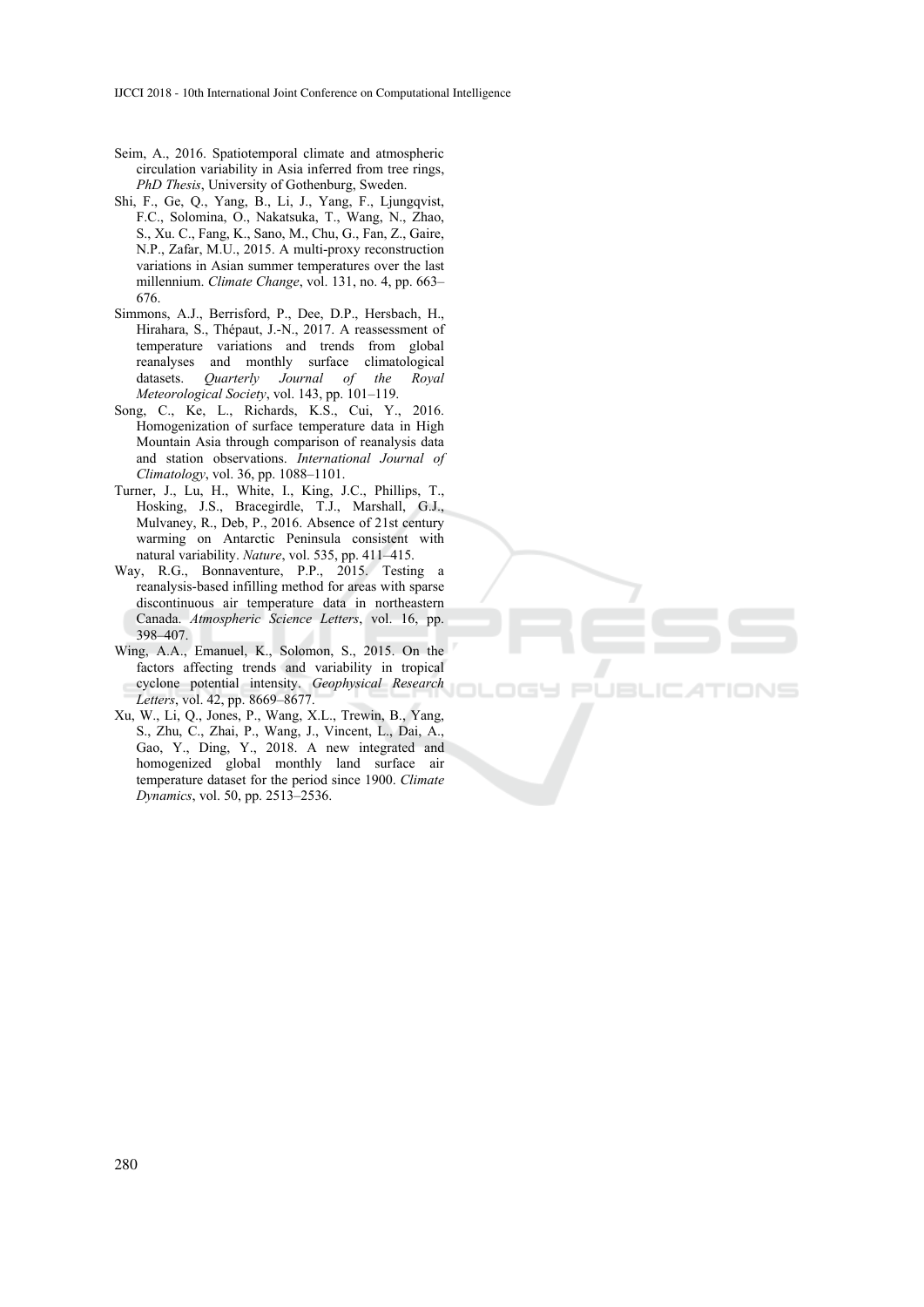Seim, A., 2016. Spatiotemporal climate and atmospheric circulation variability in Asia inferred from tree rings, *PhD Thesis*, University of Gothenburg, Sweden.

Shi, F., Ge, Q., Yang, B., Li, J., Yang, F., Ljungqvist, F.C., Solomina, O., Nakatsuka, T., Wang, N., Zhao, S., Xu. C., Fang, K., Sano, M., Chu, G., Fan, Z., Gaire, N.P., Zafar, M.U., 2015. A multi-proxy reconstruction variations in Asian summer temperatures over the last millennium. *Climate Change*, vol. 131, no. 4, pp. 663–676.

Simmons, A.J., Berrisford, P., Dee, D.P., Hersbach, H., Hirahara, S., Thépaut, J.-N., 2017. A reassessment of temperature variations and trends from global reanalyses and monthly surface climatological datasets. *Quarterly Journal of the Royal Meteorological Society*, vol. 143, pp. 101–119.

Song, C., Ke, L., Richards, K.S., Cui, Y., 2016. Homogenization of surface temperature data in High Mountain Asia through comparison of reanalysis data and station observations. *International Journal of Climatology*, vol. 36, pp. 1088–1101.

Turner, J., Lu, H., White, I., King, J.C., Phillips, T., Hosking, J.S., Bracegirdle, T.J., Marshall, G.J., Mulvaney, R., Deb, P., 2016. Absence of 21st century warming on Antarctic Peninsula consistent with natural variability. *Nature*, vol. 535, pp. 411–415.

Way, R.G., Bonnaventure, P.P., 2015. Testing a reanalysis-based infilling method for areas with sparse discontinuous air temperature data in northeastern Canada. *Atmospheric Science Letters*, vol. 16, pp. 398–407.

Wing, A.A., Emanuel, K., Solomon, S., 2015. On the factors affecting trends and variability in tropical cyclone potential intensity. *Geophysical Research Letters*, vol. 42, pp. 8669–8677.

Xu, W., Li, Q., Jones, P., Wang, X.L., Trewin, B., Yang, S., Zhu, C., Zhai, P., Wang, J., Vincent, L., Dai, A., Gao, Y., Ding, Y., 2018. A new integrated and homogenized global monthly land surface air temperature dataset for the period since 1900. *Climate Dynamics*, vol. 50, pp. 2513–2536.